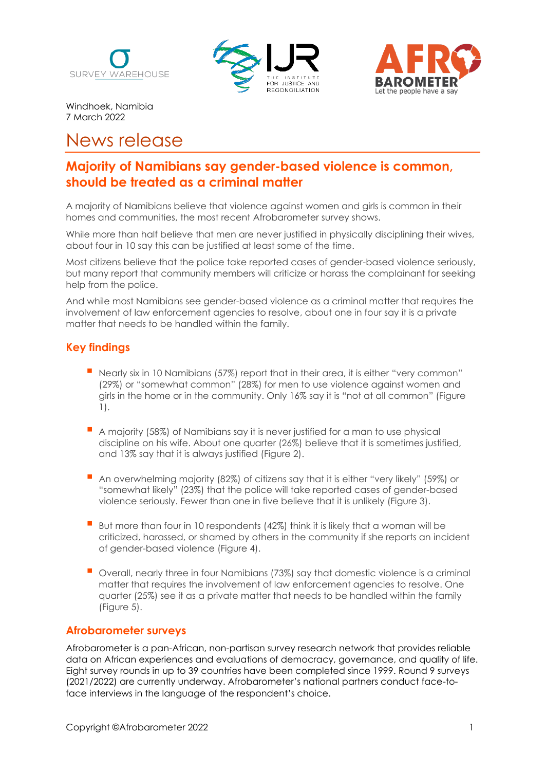Windhoek, Namibia
7 March 2022

# News release

## Majority of Namibians say gender-based violence is common, should be treated as a criminal matter

A majority of Namibians believe that violence against women and girls is common in their homes and communities, the most recent Afrobarometer survey shows.

While more than half believe that men are never justified in physically disciplining their wives, about four in 10 say this can be justified at least some of the time.

Most citizens believe that the police take reported cases of gender-based violence seriously, but many report that community members will criticize or harass the complainant for seeking help from the police.

And while most Namibians see gender-based violence as a criminal matter that requires the involvement of law enforcement agencies to resolve, about one in four say it is a private matter that needs to be handled within the family.

### Key findings

- Nearly six in 10 Namibians (57%) report that in their area, it is either "very common" (29%) or "somewhat common" (28%) for men to use violence against women and girls in the home or in the community. Only 16% say it is "not at all common" (Figure 1).

- A majority (58%) of Namibians say it is never justified for a man to use physical discipline on his wife. About one quarter (26%) believe that it is sometimes justified, and 13% say that it is always justified (Figure 2).

- An overwhelming majority (82%) of citizens say that it is either "very likely" (59%) or "somewhat likely" (23%) that the police will take reported cases of gender-based violence seriously. Fewer than one in five believe that it is unlikely (Figure 3).

- But more than four in 10 respondents (42%) think it is likely that a woman will be criticized, harassed, or shamed by others in the community if she reports an incident of gender-based violence (Figure 4).

- Overall, nearly three in four Namibians (73%) say that domestic violence is a criminal matter that requires the involvement of law enforcement agencies to resolve. One quarter (25%) see it as a private matter that needs to be handled within the family (Figure 5).

### Afrobarometer surveys

Afrobarometer is a pan-African, non-partisan survey research network that provides reliable data on African experiences and evaluations of democracy, governance, and quality of life. Eight survey rounds in up to 39 countries have been completed since 1999. Round 9 surveys (2021/2022) are currently underway. Afrobarometer's national partners conduct face-to-face interviews in the language of the respondent's choice.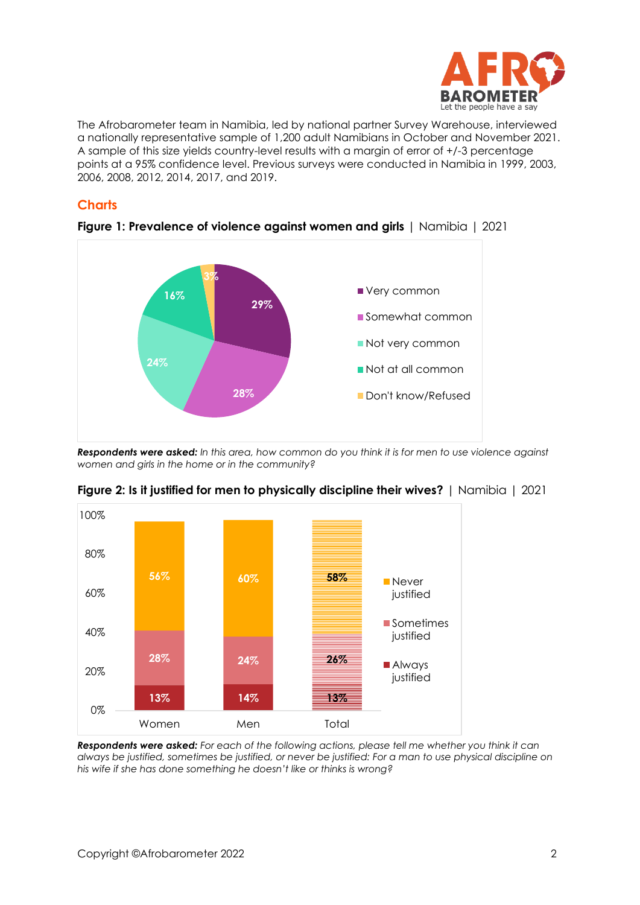The Afrobarometer team in Namibia, led by national partner Survey Warehouse, interviewed a nationally representative sample of 1,200 adult Namibians in October and November 2021. A sample of this size yields country-level results with a margin of error of +/-3 percentage points at a 95% confidence level. Previous surveys were conducted in Namibia in 1999, 2003, 2006, 2008, 2012, 2014, 2017, and 2019.

## Charts

**Figure 1: Prevalence of violence against women and girls** | Namibia | 2021

| Response | % |
|---|---|
| Very common | 29% |
| Somewhat common | 28% |
| Not very common | 24% |
| Not at all common | 16% |
| Don't know/Refused | 3% |

***Respondents were asked:*** *In this area, how common do you think it is for men to use violence against women and girls in the home or in the community?*

**Figure 2: Is it justified for men to physically discipline their wives?** | Namibia | 2021

| | Women | Men | Total |
|---|---|---|---|
| Never justified | 56% | 60% | 58% |
| Sometimes justified | 28% | 24% | 26% |
| Always justified | 13% | 14% | 13% |

***Respondents were asked:*** *For each of the following actions, please tell me whether you think it can always be justified, sometimes be justified, or never be justified: For a man to use physical discipline on his wife if she has done something he doesn't like or thinks is wrong?*

Copyright ©Afrobarometer 2022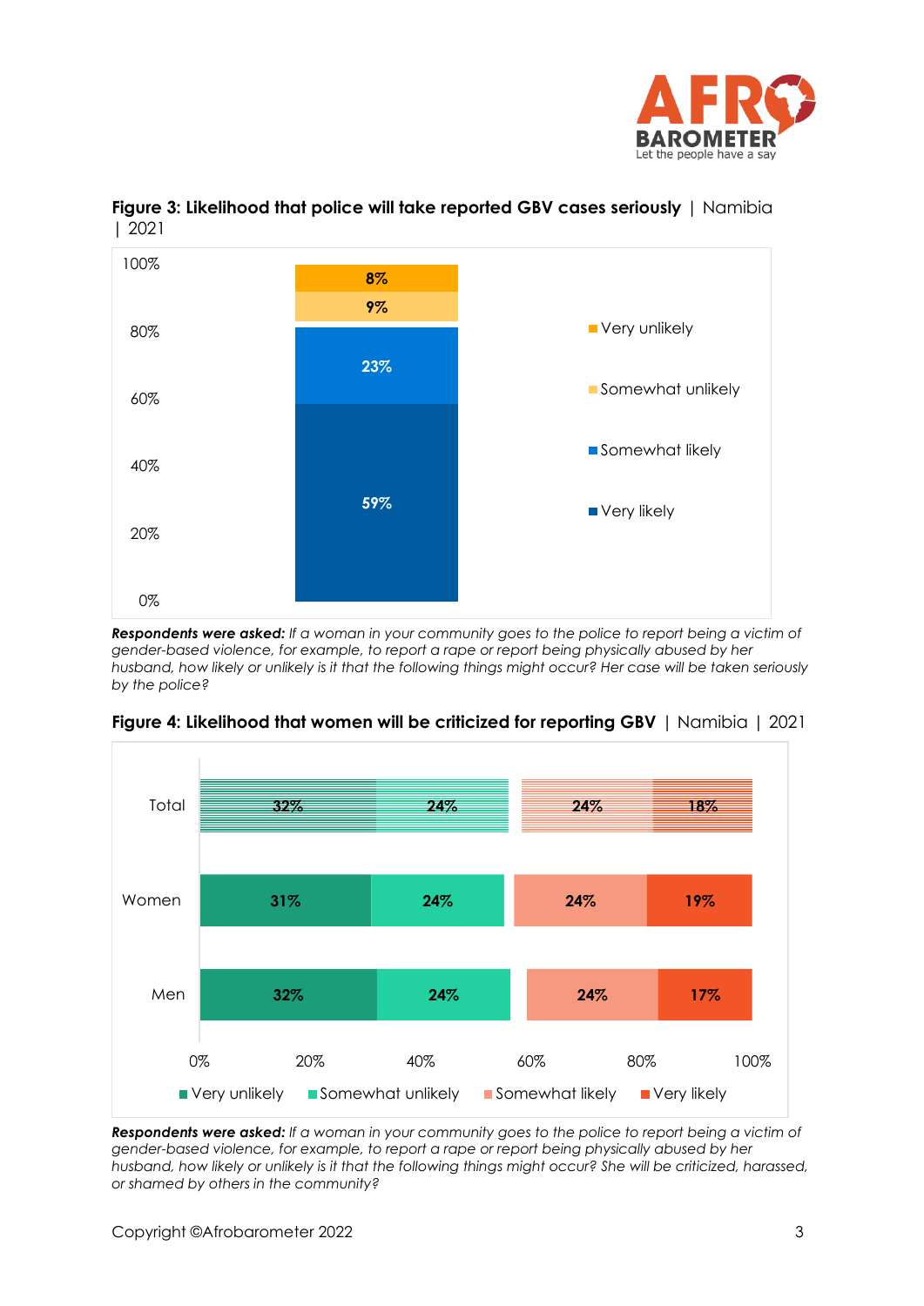**Figure 3: Likelihood that police will take reported GBV cases seriously** | Namibia | 2021

| | Namibia |
|---|---|
| Very unlikely | 8% |
| Somewhat unlikely | 9% |
| Somewhat likely | 23% |
| Very likely | 59% |

***Respondents were asked:*** *If a woman in your community goes to the police to report being a victim of gender-based violence, for example, to report a rape or report being physically abused by her husband, how likely or unlikely is it that the following things might occur? Her case will be taken seriously by the police?*

**Figure 4: Likelihood that women will be criticized for reporting GBV** | Namibia | 2021

| | Very unlikely | Somewhat unlikely | Somewhat likely | Very likely |
|---|---|---|---|---|
| Total | 32% | 24% | 24% | 18% |
| Women | 31% | 24% | 24% | 19% |
| Men | 32% | 24% | 24% | 17% |

***Respondents were asked:*** *If a woman in your community goes to the police to report being a victim of gender-based violence, for example, to report a rape or report being physically abused by her husband, how likely or unlikely is it that the following things might occur? She will be criticized, harassed, or shamed by others in the community?*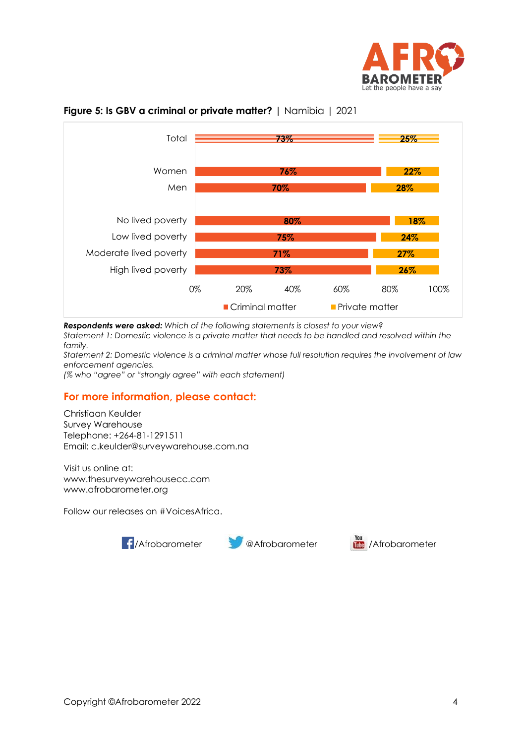**Figure 5: Is GBV a criminal or private matter?** | Namibia | 2021

Total 73% 25%

Women 76% 22%

Men 70% 28%

No lived poverty 80% 18%

Low lived poverty 75% 24%

Moderate lived poverty 71% 27%

High lived poverty 73% 26%

0% 20% 40% 60% 80% 100%

Criminal matter Private matter

***Respondents were asked:*** *Which of the following statements is closest to your view?*
*Statement 1: Domestic violence is a private matter that needs to be handled and resolved within the family.*
*Statement 2: Domestic violence is a criminal matter whose full resolution requires the involvement of law enforcement agencies.*
*(% who "agree" or "strongly agree" with each statement)*

## For more information, please contact:

Christiaan Keulder
Survey Warehouse
Telephone: +264-81-1291511
Email: c.keulder@surveywarehouse.com.na

Visit us online at:
www.thesurveywarehousecc.com
www.afrobarometer.org

Follow our releases on #VoicesAfrica.

/Afrobarometer @Afrobarometer /Afrobarometer